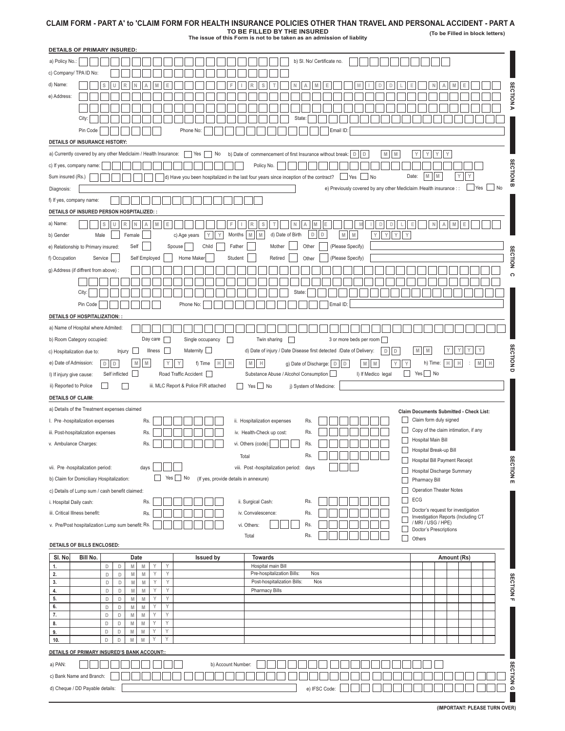# CLAIM FORM - PART A' to 'CLAIM FORM FOR HEALTH INSURANCE POLICIES OTHER THAN TRAVEL AND PERSONAL ACCIDENT - PART A

**TO BE FILLED BY THE INSURED**

**The issue of this Form is not to be taken as an admission of liablity**

**(To be Filled in block letters)**

## SECTION A

**DETAILS OF PRIMARY INSURED:**

a) Policy No.: ______ b) Sl. No/ Certificate no. ______

c) Company/ TPA ID No: ______

d) Name: S U R N A M E ______ F I R S T N A M E ______ M I D D L E N A M E ______

e) Address: ______

City: ______ State: ______

Pin Code ______ Phone No: ______ Email ID: ______

## SECTION B

**DETAILS OF INSURANCE HISTORY:**

a) Currently covered by any other Mediclaim / Health Insurance: ☐ Yes ☐ No b) Date of commencement of first Insurance without break: D D M M Y Y Y Y

c) If yes, company name: ______ Policy No. ______

Sum insured (Rs.) ______ d) Have you been hospitalized in the last four years since inception of the contract? ☐ Yes ☐ No Date: M M Y Y

Diagnosis: ______ e) Previously covered by any other Mediclaim /Health insurance : : ☐ Yes ☐ No

f) If yes, company name: ______

## SECTION C

**DETAILS OF INSURED PERSON HOSPITALIZED: :**

a) Name: S U R N A M E ______ F I R S T N A M E ______ M I D D L E N A M E ______

b) Gender Male ☐ Female ☐ c) Age years Y Y Months M M d) Date of Birth D D M M Y Y Y Y

e) Relationship to Primary insured: Self ☐ Spouse ☐ Child ☐ Father ☐ Mother ☐ Other ☐ (Please Specify) ______

f) Occupation Service ☐ Self Employed ☐ Home Maker ☐ Student ☐ Retired ☐ Other ☐ (Please Specify) ______

g) Address (if diffrent from above) : ______

City: ______ State: ______

Pin Code ______ Phone No: ______ Email ID: ______

## SECTION D

**DETAILS OF HOSPITALIZATION: :**

a) Name of Hospital where Admited: ______

b) Room Category occupied: Day care ☐ Single occupancy ☐ Twin sharing ☐ 3 or more beds per room ☐

c) Hospitalization due to: Injury ☐ Illness ☐ Maternity ☐ d) Date of injury / Date Disease first detected /Date of Delivery: D D M M Y Y Y Y

e) Date of Admission: D D M M Y Y f) Time H H M H g) Date of Discharge: D D M M Y Y h) Time: H H : M H

I) If injury give cause: Self inflicted ☐ Road Traffic Accident ☐ Substance Abuse / Alcohol Consumption ☐ I) If Medico legal ☐ Yes ☐ No

ii) Reported to Police ☐ ☐ iii. MLC Report & Police FIR attached ☐ Yes ☐ No j) System of Medicine: ______

## SECTION E

**DETAILS OF CLAIM:**

a) Details of the Treatment expenses claimed

I. Pre -hospitalization expenses Rs. ______ ii. Hospitalization expenses Rs. ______

iii. Post-hospitalization expenses Rs. ______ iv. Health-Check up cost: Rs. ______

v. Ambulance Charges: Rs. ______ vi. Others (code): ______ Rs. ______

Total Rs. ______

vii. Pre -hospitalization period: days ______ viii. Post -hospitalization period: days ______

b) Claim for Domiciliary Hospitalization: ☐ Yes ☐ No (If yes, provide details in annexure)

c) Details of Lump sum / cash benefit claimed:

i. Hospital Daily cash: Rs. ______ ii. Surgical Cash: Rs. ______

iii. Critical Illness benefit: Rs. ______ iv. Convalescence: Rs. ______

v. Pre/Post hospitalization Lump sum benefit: Rs. ______ vi. Others: ______ Rs. ______

Total Rs. ______

**Claim Documents Submitted - Check List:**

- ☐ Claim form duly signed
- ☐ Copy of the claim intimation, if any
- ☐ Hospital Main Bill
- ☐ Hospital Break-up Bill
- ☐ Hospital Bill Payment Receipt
- ☐ Hospital Discharge Summary
- ☐ Pharmacy Bill
- ☐ Operation Theater Notes
- ☐ ECG
- ☐ Doctor's request for investigation
- ☐ Investigation Reports (Including CT / MRI / USG / HPE)
- ☐ Doctor's Prescriptions
- ☐ Others

## SECTION F

**DETAILS OF BILLS ENCLOSED:**

| Sl. No | Bill No. | Date | Issued by | Towards | Amount (Rs) |
|---|---|---|---|---|---|
| 1. | | D D M M Y Y | | Hospital main Bill | |
| 2. | | D D M M Y Y | | Pre-hospitalization Bills: Nos | |
| 3. | | D D M M Y Y | | Post-hospitalization Bills: Nos | |
| 4. | | D D M M Y Y | | Pharmacy Bills | |
| 5. | | D D M M Y Y | | | |
| 6. | | D D M M Y Y | | | |
| 7. | | D D M M Y Y | | | |
| 8. | | D D M M Y Y | | | |
| 9. | | D D M M Y Y | | | |
| 10. | | D D M M Y Y | | | |

## SECTION G

**DETAILS OF PRIMARY INSURED'S BANK ACCOUNT::**

a) PAN: ______ b) Account Number: ______

c) Bank Name and Branch: ______

d) Cheque / DD Payable details: ______ e) IFSC Code: ______

**(IMPORTANT: PLEASE TURN OVER)**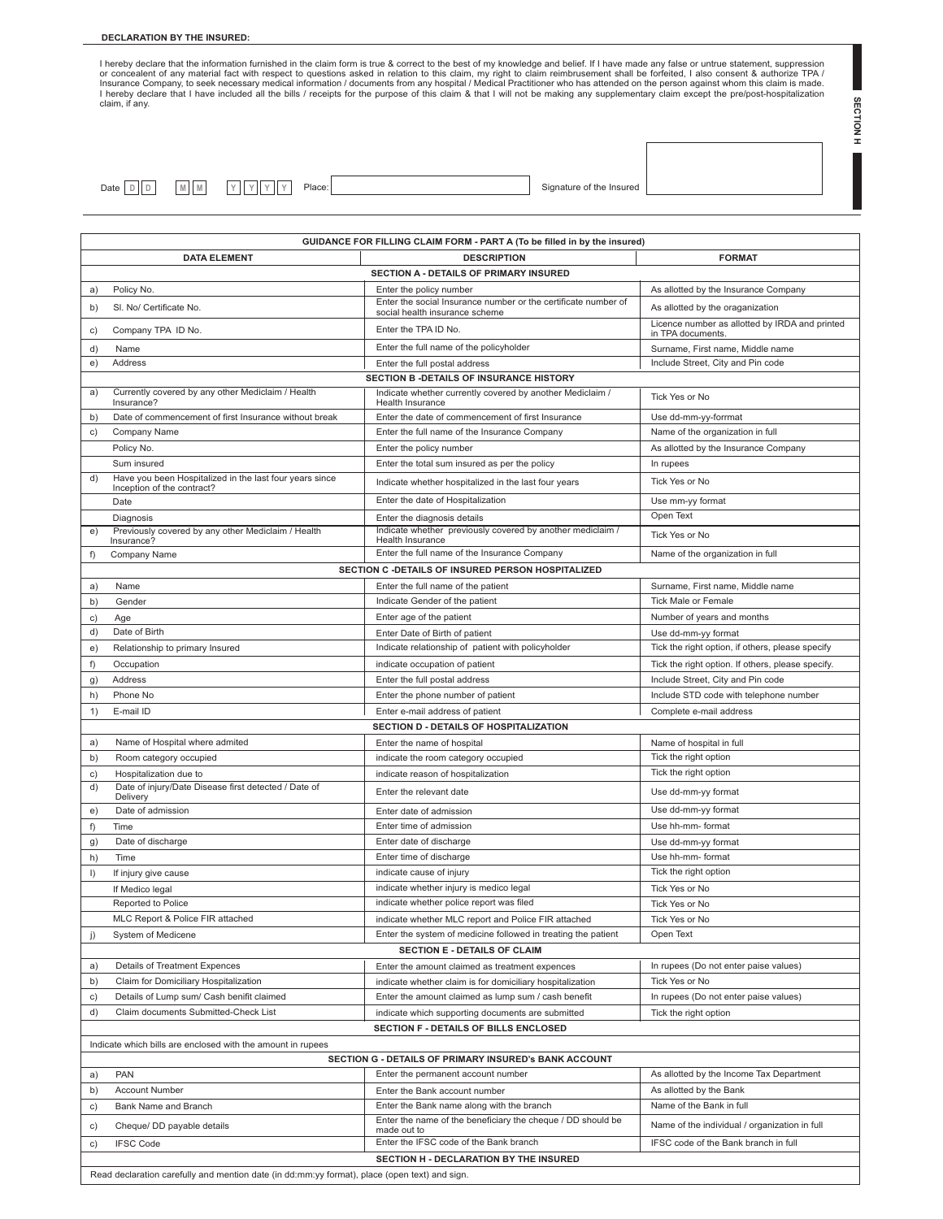**DECLARATION BY THE INSURED:**

I hereby declare that the information furnished in the claim form is true & correct to the best of my knowledge and belief. If I have made any false or untrue statement, suppression or concealment of any material fact with respect to questions asked in relation to this claim, my right to claim reimbrusement shall be forfeited, I also consent & authorize TPA / Insurance Company, to seek necessary medical information / documents from any hospital / Medical Practitioner who has attended on the person against whom this claim is made. I hereby declare that I have included all the bills / receipts for the purpose of this claim & that I will not be making any supplementary claim except the pre/post-hospitalization claim, if any.

Date D D M M Y Y Y Y Place: Signature of the Insured

SECTION H

| GUIDANCE FOR FILLING CLAIM FORM - PART A (To be filled in by the insured) | | | |
|---|---|---|---|
| | **DATA ELEMENT** | **DESCRIPTION** | **FORMAT** |
| | | **SECTION A - DETAILS OF PRIMARY INSURED** | |
| a) | Policy No. | Enter the policy number | As allotted by the Insurance Company |
| b) | Sl. No/ Certificate No. | Enter the social Insurance number or the certificate number of social health insurance scheme | As allotted by the oraganization |
| c) | Company TPA ID No. | Enter the TPA ID No. | Licence number as allotted by IRDA and printed in TPA documents. |
| d) | Name | Enter the full name of the policyholder | Surname, First name, Middle name |
| e) | Address | Enter the full postal address | Include Street, City and Pin code |
| | | **SECTION B -DETAILS OF INSURANCE HISTORY** | |
| a) | Currently covered by any other Mediclaim / Health Insurance? | Indicate whether currently covered by another Mediclaim / Health Insurance | Tick Yes or No |
| b) | Date of commencement of first Insurance without break | Enter the date of commencement of first Insurance | Use dd-mm-yy-formmat |
| c) | Company Name | Enter the full name of the Insurance Company | Name of the organization in full |
| | Policy No. | Enter the policy number | As allotted by the Insurance Company |
| | Sum insured | Enter the total sum insured as per the policy | In rupees |
| d) | Have you been Hospitalized in the last four years since Inception of the contract? | Indicate whether hospitalized in the last four years | Tick Yes or No |
| | Date | Enter the date of Hospitalization | Use mm-yy format |
| | Diagnosis | Enter the diagnosis details | Open Text |
| e) | Previously covered by any other Mediclaim / Health Insurance? | Indicate whether previously covered by another mediclaim / Health Insurance | Tick Yes or No |
| f) | Company Name | Enter the full name of the Insurance Company | Name of the organization in full |
| | | **SECTION C -DETAILS OF INSURED PERSON HOSPITALIZED** | |
| a) | Name | Enter the full name of the patient | Surname, First name, Middle name |
| b) | Gender | Indicate Gender of the patient | Tick Male or Female |
| c) | Age | Enter age of the patient | Number of years and months |
| d) | Date of Birth | Enter Date of Birth of patient | Use dd-mm-yy format |
| e) | Relationship to primary Insured | Indicate relationship of patient with policyholder | Tick the right option, if others, please specify |
| f) | Occupation | indicate occupation of patient | Tick the right option. If others, please specify. |
| g) | Address | Enter the full postal address | Include Street, City and Pin code |
| h) | Phone No | Enter the phone number of patient | Include STD code with telephone number |
| 1) | E-mail ID | Enter e-mail address of patient | Complete e-mail address |
| | | **SECTION D - DETAILS OF HOSPITALIZATION** | |
| a) | Name of Hospital where admited | Enter the name of hospital | Name of hospital in full |
| b) | Room category occupied | indicate the room category occupied | Tick the right option |
| c) | Hospitalization due to | indicate reason of hospitalization | Tick the right option |
| d) | Date of injury/Date Disease first detected / Date of Delivery | Enter the relevant date | Use dd-mm-yy format |
| e) | Date of admission | Enter date of admission | Use dd-mm-yy format |
| f) | Time | Enter time of admission | Use hh-mm- format |
| g) | Date of discharge | Enter date of discharge | Use dd-mm-yy format |
| h) | Time | Enter time of discharge | Use hh-mm- format |
| I) | If injury give cause | indicate cause of injury | Tick the right option |
| | If Medico legal | indicate whether injury is medico legal | Tick Yes or No |
| | Reported to Police | indicate whether police report was filed | Tick Yes or No |
| | MLC Report & Police FIR attached | indicate whether MLC report and Police FIR attached | Tick Yes or No |
| j) | System of Medicene | Enter the system of medicine followed in treating the patient | Open Text |
| | | **SECTION E - DETAILS OF CLAIM** | |
| a) | Details of Treatment Expences | Enter the amount claimed as treatment expences | In rupees (Do not enter paise values) |
| b) | Claim for Domiciliary Hospitalization | indicate whether claim is for domiciliary hospitalization | Tick Yes or No |
| c) | Details of Lump sum/ Cash benifit claimed | Enter the amount claimed as lump sum / cash benefit | In rupees (Do not enter paise values) |
| d) | Claim documents Submitted-Check List | indicate which supporting documents are submitted | Tick the right option |
| | | **SECTION F - DETAILS OF BILLS ENCLOSED** | |
| Indicate which bills are enclosed with the amount in rupees | | | |
| | | **SECTION G - DETAILS OF PRIMARY INSURED's BANK ACCOUNT** | |
| a) | PAN | Enter the permanent account number | As allotted by the Income Tax Department |
| b) | Account Number | Enter the Bank account number | As allotted by the Bank |
| c) | Bank Name and Branch | Enter the Bank name along with the branch | Name of the Bank in full |
| c) | Cheque/ DD payable details | Enter the name of the beneficiary the cheque / DD should be made out to | Name of the individual / organization in full |
| c) | IFSC Code | Enter the IFSC code of the Bank branch | IFSC code of the Bank branch in full |
| | | **SECTION H - DECLARATION BY THE INSURED** | |
| Read declaration carefully and mention date (in dd:mm:yy format), place (open text) and sign. | | | |